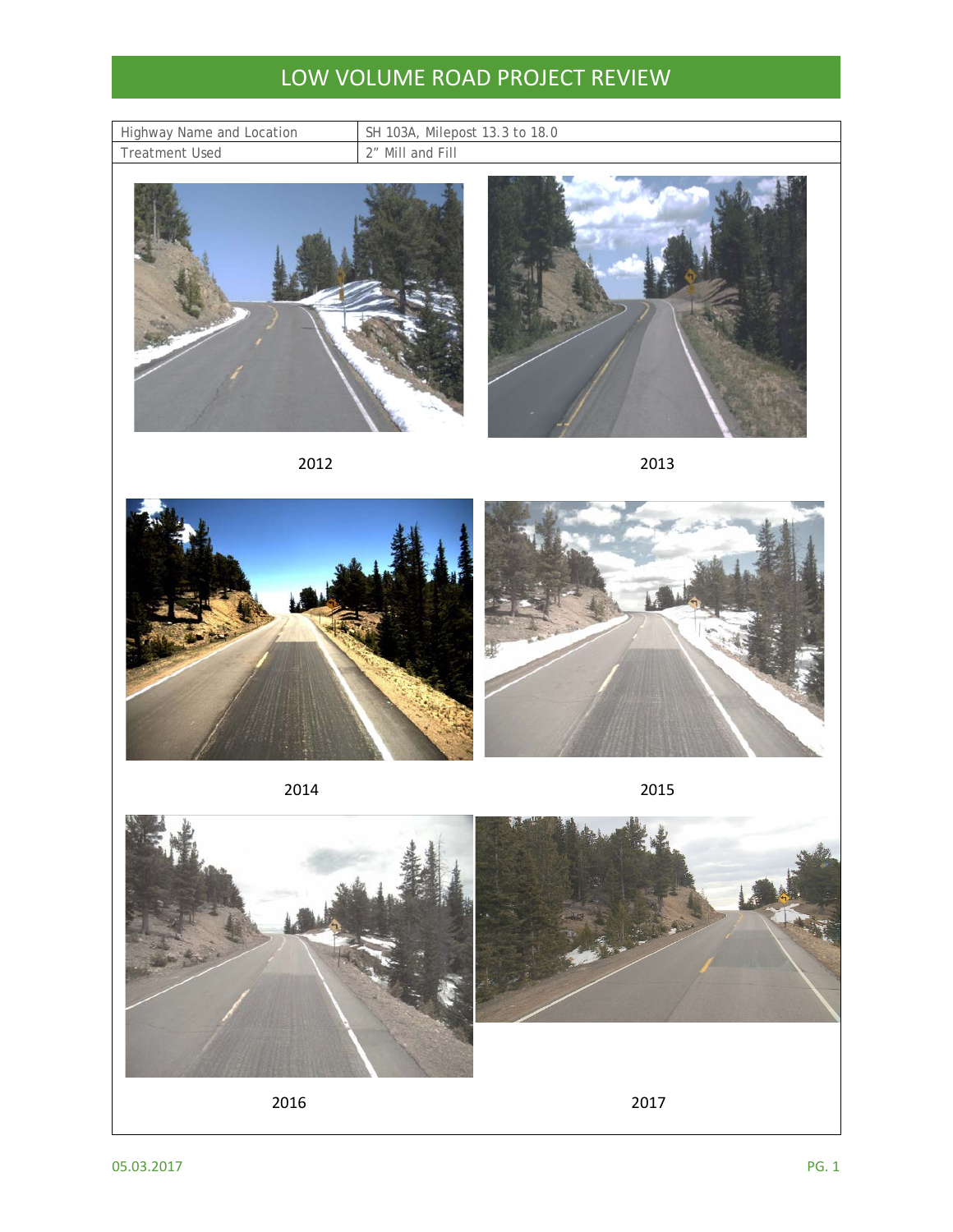# LOW VOLUME ROAD PROJECT REVIEW

| Highway Name and Location | SH 103A, Milepost 13.3 to 18.0 |
| --- | --- |
| Treatment Used | 2" Mill and Fill |

2012

2013

2014

2015

2016

2017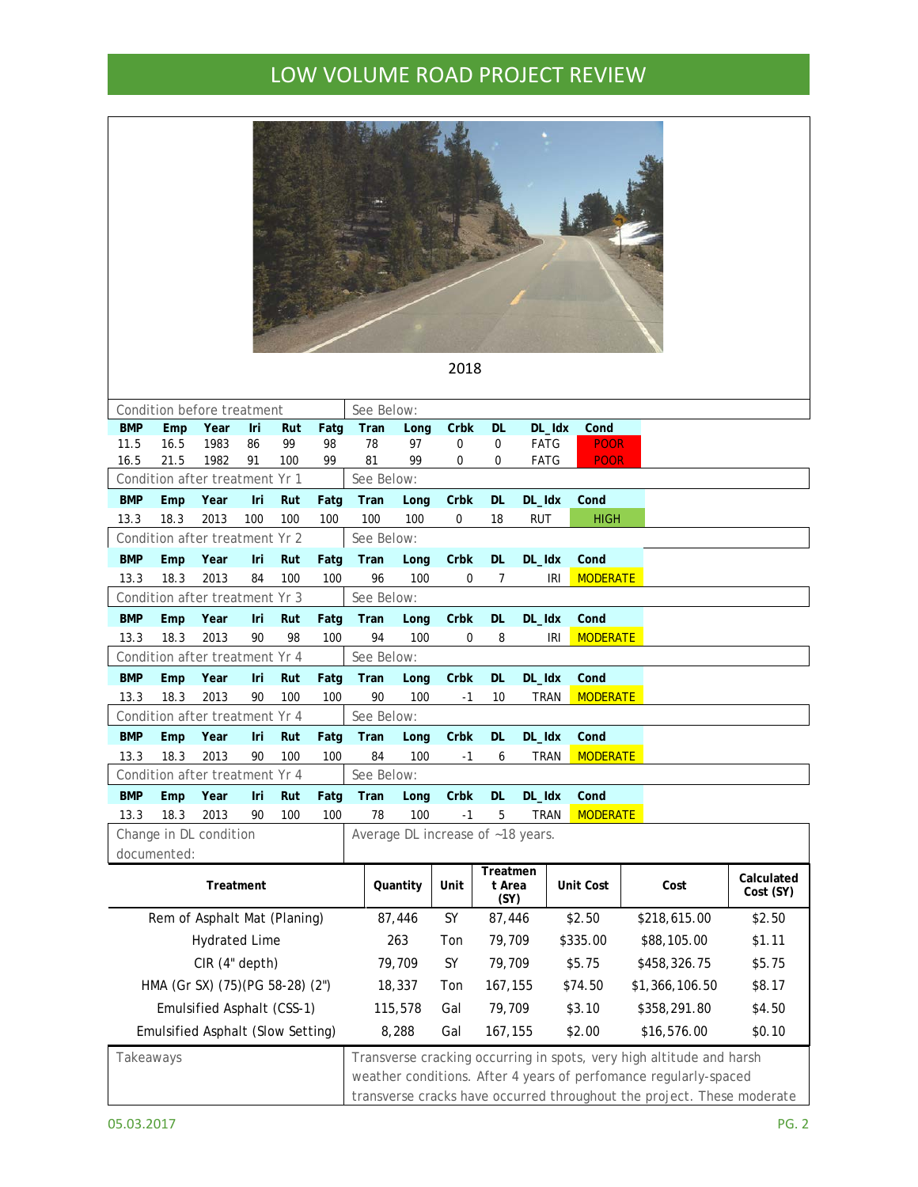# LOW VOLUME ROAD PROJECT REVIEW

2018

| Condition before treatment | See Below: | | | | | | | | | | |
|---|---|---|---|---|---|---|---|---|---|---|---|
| **BMP** | **Emp** | **Year** | **Iri** | **Rut** | **Fatg** | **Tran** | **Long** | **Crbk** | **DL** | **DL_Idx** | **Cond** |
| 11.5 | 16.5 | 1983 | 86 | 99 | 98 | 78 | 97 | 0 | 0 | FATG | POOR |
| 16.5 | 21.5 | 1982 | 91 | 100 | 99 | 81 | 99 | 0 | 0 | FATG | POOR |

| Condition after treatment Yr 1 | See Below: | | | | | | | | | | |
|---|---|---|---|---|---|---|---|---|---|---|---|
| **BMP** | **Emp** | **Year** | **Iri** | **Rut** | **Fatg** | **Tran** | **Long** | **Crbk** | **DL** | **DL_Idx** | **Cond** |
| 13.3 | 18.3 | 2013 | 100 | 100 | 100 | 100 | 100 | 0 | 18 | RUT | HIGH |

| Condition after treatment Yr 2 | See Below: | | | | | | | | | | |
|---|---|---|---|---|---|---|---|---|---|---|---|
| **BMP** | **Emp** | **Year** | **Iri** | **Rut** | **Fatg** | **Tran** | **Long** | **Crbk** | **DL** | **DL_Idx** | **Cond** |
| 13.3 | 18.3 | 2013 | 84 | 100 | 100 | 96 | 100 | 0 | 7 | IRI | MODERATE |

| Condition after treatment Yr 3 | See Below: | | | | | | | | | | |
|---|---|---|---|---|---|---|---|---|---|---|---|
| **BMP** | **Emp** | **Year** | **Iri** | **Rut** | **Fatg** | **Tran** | **Long** | **Crbk** | **DL** | **DL_Idx** | **Cond** |
| 13.3 | 18.3 | 2013 | 90 | 98 | 100 | 94 | 100 | 0 | 8 | IRI | MODERATE |

| Condition after treatment Yr 4 | See Below: | | | | | | | | | | |
|---|---|---|---|---|---|---|---|---|---|---|---|
| **BMP** | **Emp** | **Year** | **Iri** | **Rut** | **Fatg** | **Tran** | **Long** | **Crbk** | **DL** | **DL_Idx** | **Cond** |
| 13.3 | 18.3 | 2013 | 90 | 100 | 100 | 90 | 100 | -1 | 10 | TRAN | MODERATE |

| Condition after treatment Yr 4 | See Below: | | | | | | | | | | |
|---|---|---|---|---|---|---|---|---|---|---|---|
| **BMP** | **Emp** | **Year** | **Iri** | **Rut** | **Fatg** | **Tran** | **Long** | **Crbk** | **DL** | **DL_Idx** | **Cond** |
| 13.3 | 18.3 | 2013 | 90 | 100 | 100 | 84 | 100 | -1 | 6 | TRAN | MODERATE |

| Condition after treatment Yr 4 | See Below: | | | | | | | | | | |
|---|---|---|---|---|---|---|---|---|---|---|---|
| **BMP** | **Emp** | **Year** | **Iri** | **Rut** | **Fatg** | **Tran** | **Long** | **Crbk** | **DL** | **DL_Idx** | **Cond** |
| 13.3 | 18.3 | 2013 | 90 | 100 | 100 | 78 | 100 | -1 | 5 | TRAN | MODERATE |

| Change in DL condition documented: | Average DL increase of ~18 years. |
|---|---|

| Treatment | Quantity | Unit | Treatment Area (SY) | Unit Cost | Cost | Calculated Cost (SY) |
|---|---|---|---|---|---|---|
| Rem of Asphalt Mat (Planing) | 87,446 | SY | 87,446 | $2.50 | $218,615.00 | $2.50 |
| Hydrated Lime | 263 | Ton | 79,709 | $335.00 | $88,105.00 | $1.11 |
| CIR (4" depth) | 79,709 | SY | 79,709 | $5.75 | $458,326.75 | $5.75 |
| HMA (Gr SX) (75)(PG 58-28) (2") | 18,337 | Ton | 167,155 | $74.50 | $1,366,106.50 | $8.17 |
| Emulsified Asphalt (CSS-1) | 115,578 | Gal | 79,709 | $3.10 | $358,291.80 | $4.50 |
| Emulsified Asphalt (Slow Setting) | 8,288 | Gal | 167,155 | $2.00 | $16,576.00 | $0.10 |

| Takeaways | Transverse cracking occurring in spots, very high altitude and harsh weather conditions. After 4 years of perfomance regularly-spaced transverse cracks have occurred throughout the project. These moderate |
|---|---|

05.03.2017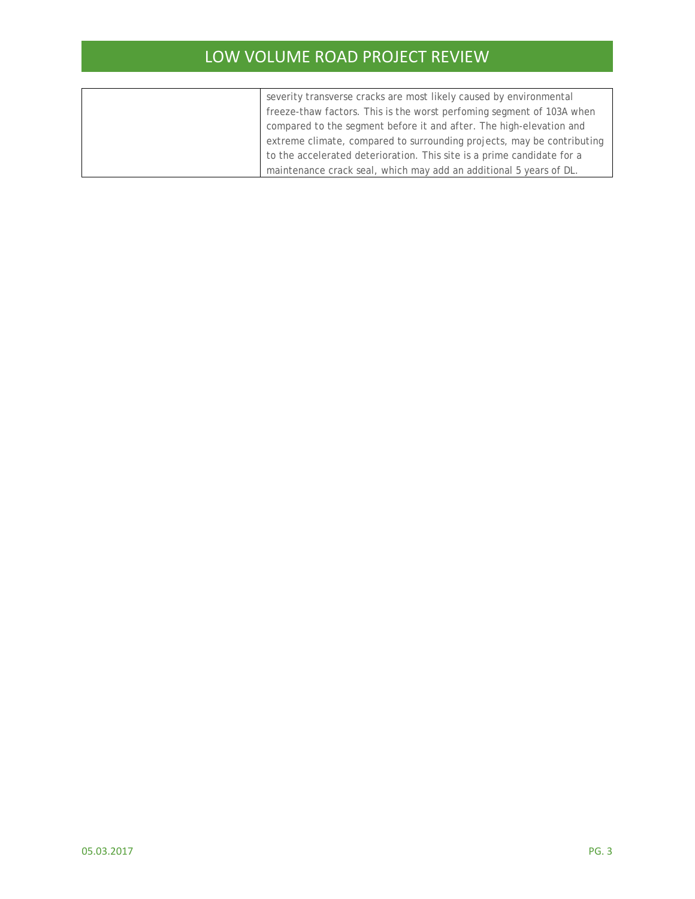| | |
|---|---|
| | severity transverse cracks are most likely caused by environmental freeze-thaw factors. This is the worst perfoming segment of 103A when compared to the segment before it and after. The high-elevation and extreme climate, compared to surrounding projects, may be contributing to the accelerated deterioration. This site is a prime candidate for a maintenance crack seal, which may add an additional 5 years of DL. |